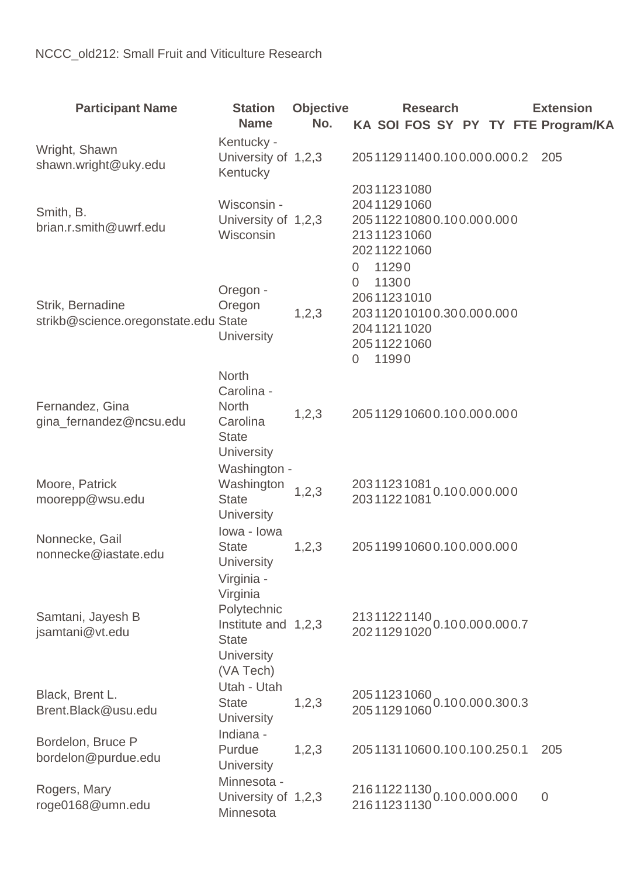NCCC_old212: Small Fruit and Viticulture Research

| Participant Name | Station Name | Objective No. | Research | | | | | | | Extension |
|---|---|---|---|---|---|---|---|---|---|---|
| | | | KA | SOI | FOS | SY | PY | TY | FTE | Program/KA |
| Wright, Shawn shawn.wright@uky.edu | Kentucky - University of Kentucky | 1,2,3 | 205 | 1129 | 1140 | 0.10 | 0.00 | 0.00 | 0.2 | 205 |
| Smith, B. brian.r.smith@uwrf.edu | Wisconsin - University of Wisconsin | 1,2,3 | 203<br>204<br>205<br>213<br>202 | 1123<br>1129<br>1122<br>1123<br>1122 | 1080<br>1060<br>1080<br>1060<br>1060 | 0.10 | 0.00 | 0.00 | 0 | |
| Strik, Bernadine strikb@science.oregonstate.edu | Oregon - Oregon State University | 1,2,3 | 0<br>0<br>206<br>203<br>204<br>205<br>0 | 1129<br>1130<br>1123<br>1120<br>1121<br>1122<br>1199 | 0<br>0<br>1010<br>1010<br>1020<br>1060<br>0 | 0.30 | 0.00 | 0.00 | 0 | |
| Fernandez, Gina gina_fernandez@ncsu.edu | North Carolina - North Carolina State University | 1,2,3 | 205 | 1129 | 1060 | 0.10 | 0.00 | 0.00 | 0 | |
| Moore, Patrick moorepp@wsu.edu | Washington - Washington State University | 1,2,3 | 203<br>203 | 1123<br>1122 | 1081<br>1081 | 0.10 | 0.00 | 0.00 | 0 | |
| Nonnecke, Gail nonnecke@iastate.edu | Iowa - Iowa State University | 1,2,3 | 205 | 1199 | 1060 | 0.10 | 0.00 | 0.00 | 0 | |
| Samtani, Jayesh B jsamtani@vt.edu | Virginia - Virginia Polytechnic Institute and State University (VA Tech) | 1,2,3 | 213<br>202 | 1122<br>1129 | 1140<br>1020 | 0.10 | 0.00 | 0.00 | 0.7 | |
| Black, Brent L. Brent.Black@usu.edu | Utah - Utah State University | 1,2,3 | 205<br>205 | 1123<br>1129 | 1060<br>1060 | 0.10 | 0.00 | 0.30 | 0.3 | |
| Bordelon, Bruce P bordelon@purdue.edu | Indiana - Purdue University | 1,2,3 | 205 | 1131 | 1060 | 0.10 | 0.10 | 0.25 | 0.1 | 205 |
| Rogers, Mary roge0168@umn.edu | Minnesota - University of Minnesota | 1,2,3 | 216<br>216 | 1122<br>1123 | 1130<br>1130 | 0.10 | 0.00 | 0.00 | 0 | 0 |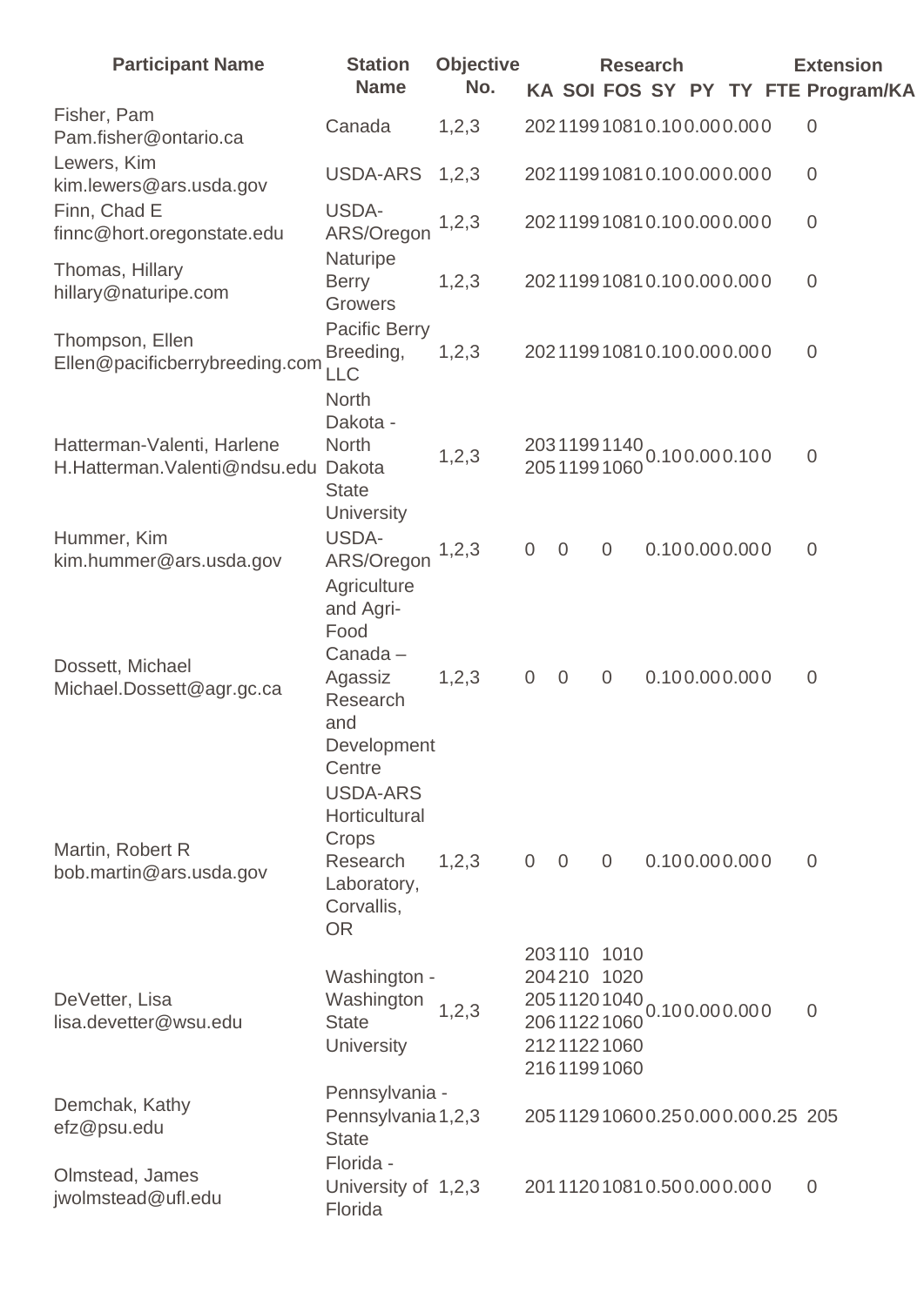| Participant Name | Station Name | Objective No. | Research | | | | | | | Extension |
|---|---|---|---|---|---|---|---|---|---|---|
| | | | KA | SOI | FOS | SY | PY | TY | FTE | Program/KA |
| Fisher, Pam Pam.fisher@ontario.ca | Canada | 1,2,3 | 202 | 1199 | 1081 | 0.10 | 0.00 | 0.00 | 0 | |
| Lewers, Kim kim.lewers@ars.usda.gov | USDA-ARS | 1,2,3 | 202 | 1199 | 1081 | 0.10 | 0.00 | 0.00 | 0 | |
| Finn, Chad E finnc@hort.oregonstate.edu | USDA-ARS/Oregon | 1,2,3 | 202 | 1199 | 1081 | 0.10 | 0.00 | 0.00 | 0 | |
| Thomas, Hillary hillary@naturipe.com | Naturipe Berry Growers | 1,2,3 | 202 | 1199 | 1081 | 0.10 | 0.00 | 0.00 | 0 | |
| Thompson, Ellen Ellen@pacificberrybreeding.com | Pacific Berry Breeding, LLC | 1,2,3 | 202 | 1199 | 1081 | 0.10 | 0.00 | 0.00 | 0 | |
| Hatterman-Valenti, Harlene H.Hatterman.Valenti@ndsu.edu | North Dakota - North Dakota State University | 1,2,3 | 203<br>205 | 1199<br>1199 | 1140<br>1060 | 0.10 | 0.00 | 0.10 | 0 | |
| Hummer, Kim kim.hummer@ars.usda.gov | USDA-ARS/Oregon | 1,2,3 | 0 | 0 | 0 | 0.10 | 0.00 | 0.00 | 0 | |
| Dossett, Michael Michael.Dossett@agr.gc.ca | Agriculture and Agri-Food Canada – Agassiz Research and Development Centre | 1,2,3 | 0 | 0 | 0 | 0.10 | 0.00 | 0.00 | 0 | |
| Martin, Robert R bob.martin@ars.usda.gov | USDA-ARS Horticultural Crops Research Laboratory, Corvallis, OR | 1,2,3 | 0 | 0 | 0 | 0.10 | 0.00 | 0.00 | 0 | |
| DeVetter, Lisa lisa.devetter@wsu.edu | Washington - Washington State University | 1,2,3 | 203<br>204<br>205<br>206<br>212<br>216 | 110<br>210<br>1120<br>1122<br>1122<br>1199 | 1010<br>1020<br>1040<br>1060<br>1060<br>1060 | 0.10 | 0.00 | 0.00 | 0 | |
| Demchak, Kathy efz@psu.edu | Pennsylvania - Pennsylvania State | 1,2,3 | 205 | 1129 | 1060 | 0.25 | 0.00 | 0.00 | 0.25 | 205 |
| Olmstead, James jwolmstead@ufl.edu | Florida - University of Florida | 1,2,3 | 201 | 1120 | 1081 | 0.50 | 0.00 | 0.00 | 0 | |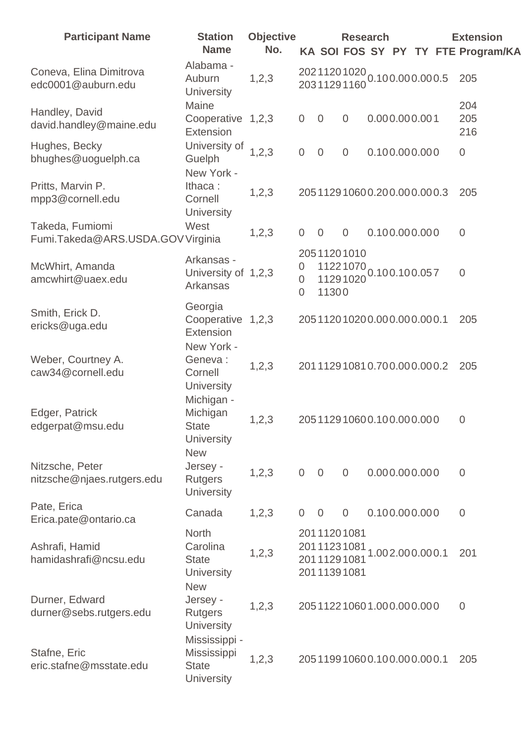| Participant Name | Station Name | Objective No. | Research | | | | | | | Extension |
|---|---|---|---|---|---|---|---|---|---|---|
| | | | KA | SOI | FOS | SY | PY | TY | FTE | Program/KA |
| Coneva, Elina Dimitrova<br>edc0001@auburn.edu | Alabama - Auburn University | 1,2,3 | 202<br>203 | 1120<br>1129 | 1020<br>1160 | 0.10 | 0.00 | 0.00 | 0.5 | 205 |
| Handley, David<br>david.handley@maine.edu | Maine Cooperative Extension | 1,2,3 | 0 | 0 | 0 | 0.00 | 0.00 | 0.00 | 1 | 204<br>205<br>216 |
| Hughes, Becky<br>bhughes@uoguelph.ca | University of Guelph | 1,2,3 | 0 | 0 | 0 | 0.10 | 0.00 | 0.00 | 0 | 0 |
| Pritts, Marvin P.<br>mpp3@cornell.edu | New York - Ithaca : Cornell University | 1,2,3 | 205 | 1129 | 1060 | 0.20 | 0.00 | 0.00 | 0.3 | 205 |
| Takeda, Fumiomi<br>Fumi.Takeda@ARS.USDA.GOV | West Virginia | 1,2,3 | 0 | 0 | 0 | 0.10 | 0.00 | 0.00 | 0 | 0 |
| McWhirt, Amanda<br>amcwhirt@uaex.edu | Arkansas - University of Arkansas | 1,2,3 | 205<br>0<br>0<br>0 | 1120<br>1122<br>1129<br>1130 | 1010<br>1070<br>1020<br>0 | 0.10 | 0.10 | 0.05 | 7 | 0 |
| Smith, Erick D.<br>ericks@uga.edu | Georgia Cooperative Extension | 1,2,3 | 205 | 1120 | 1020 | 0.00 | 0.00 | 0.00 | 0.1 | 205 |
| Weber, Courtney A.<br>caw34@cornell.edu | New York - Geneva : Cornell University | 1,2,3 | 201 | 1129 | 1081 | 0.70 | 0.00 | 0.00 | 0.2 | 205 |
| Edger, Patrick<br>edgerpat@msu.edu | Michigan - Michigan State University | 1,2,3 | 205 | 1129 | 1060 | 0.10 | 0.00 | 0.00 | 0 | 0 |
| Nitzsche, Peter<br>nitzsche@njaes.rutgers.edu | New Jersey - Rutgers University | 1,2,3 | 0 | 0 | 0 | 0.00 | 0.00 | 0.00 | 0 | 0 |
| Pate, Erica<br>Erica.pate@ontario.ca | Canada | 1,2,3 | 0 | 0 | 0 | 0.10 | 0.00 | 0.00 | 0 | 0 |
| Ashrafi, Hamid<br>hamidashrafi@ncsu.edu | North Carolina State University | 1,2,3 | 201<br>201<br>201<br>201 | 1120<br>1123<br>1129<br>1139 | 1081<br>1081<br>1081<br>1081 | 1.00 | 2.00 | 0.00 | 0.1 | 201 |
| Durner, Edward<br>durner@sebs.rutgers.edu | New Jersey - Rutgers University | 1,2,3 | 205 | 1122 | 1060 | 1.00 | 0.00 | 0.00 | 0 | 0 |
| Stafne, Eric<br>eric.stafne@msstate.edu | Mississippi - Mississippi State University | 1,2,3 | 205 | 1199 | 1060 | 0.10 | 0.00 | 0.00 | 0.1 | 205 |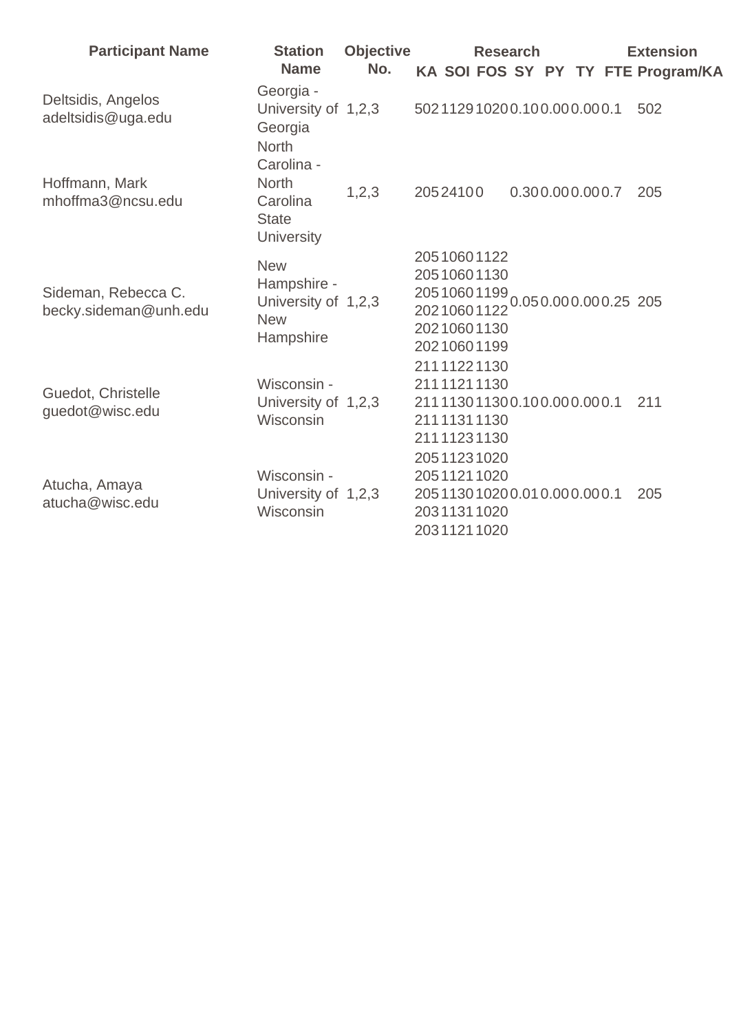| Participant Name | Station Name | Objective No. | Research | | | | | | | Extension |
|---|---|---|---|---|---|---|---|---|---|---|
| | | | KA | SOI | FOS | SY | PY | TY | FTE | Program/KA |
| Deltsidis, Angelos adeltsidis@uga.edu | Georgia - University of Georgia | 1,2,3 | 502 | 1129 | 1020 | 0.10 | 0.00 | 0.00 | 0.1 | 502 |
| Hoffmann, Mark mhoffma3@ncsu.edu | North Carolina - North Carolina State University | 1,2,3 | 205 | 2410 | 0 | 0.30 | 0.00 | 0.00 | 0.7 | 205 |
| Sideman, Rebecca C. becky.sideman@unh.edu | New Hampshire - University of New Hampshire | 1,2,3 | 205<br>205<br>205<br>202<br>202<br>202 | 1060<br>1060<br>1060<br>1060<br>1060<br>1060 | 1122<br>1130<br>1199<br>1122<br>1130<br>1199 | 0.05 | 0.00 | 0.00 | 0.25 | 205 |
| Guedot, Christelle guedot@wisc.edu | Wisconsin - University of Wisconsin | 1,2,3 | 211<br>211<br>211<br>211<br>211 | 1122<br>1121<br>1130<br>1131<br>1123 | 1130<br>1130<br>1130<br>1130<br>1130 | 0.10 | 0.00 | 0.00 | 0.1 | 211 |
| Atucha, Amaya atucha@wisc.edu | Wisconsin - University of Wisconsin | 1,2,3 | 205<br>205<br>205<br>203<br>203 | 1123<br>1121<br>1130<br>1131<br>1121 | 1020<br>1020<br>1020<br>1020<br>1020 | 0.01 | 0.00 | 0.00 | 0.1 | 205 |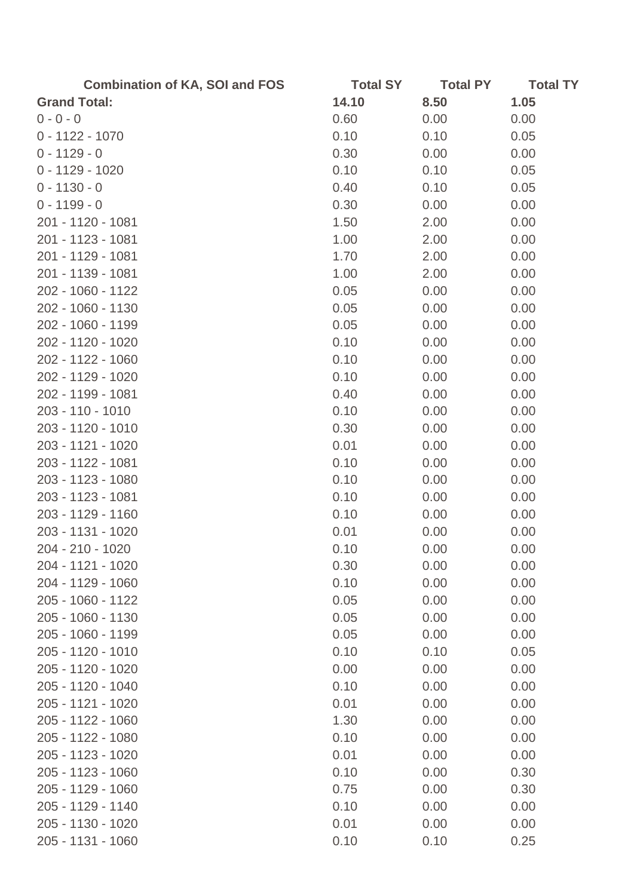| Combination of KA, SOI and FOS | Total SY | Total PY | Total TY |
|---|---|---|---|
| **Grand Total:** | **14.10** | **8.50** | **1.05** |
| 0 - 0 - 0 | 0.60 | 0.00 | 0.00 |
| 0 - 1122 - 1070 | 0.10 | 0.10 | 0.05 |
| 0 - 1129 - 0 | 0.30 | 0.00 | 0.00 |
| 0 - 1129 - 1020 | 0.10 | 0.10 | 0.05 |
| 0 - 1130 - 0 | 0.40 | 0.10 | 0.05 |
| 0 - 1199 - 0 | 0.30 | 0.00 | 0.00 |
| 201 - 1120 - 1081 | 1.50 | 2.00 | 0.00 |
| 201 - 1123 - 1081 | 1.00 | 2.00 | 0.00 |
| 201 - 1129 - 1081 | 1.70 | 2.00 | 0.00 |
| 201 - 1139 - 1081 | 1.00 | 2.00 | 0.00 |
| 202 - 1060 - 1122 | 0.05 | 0.00 | 0.00 |
| 202 - 1060 - 1130 | 0.05 | 0.00 | 0.00 |
| 202 - 1060 - 1199 | 0.05 | 0.00 | 0.00 |
| 202 - 1120 - 1020 | 0.10 | 0.00 | 0.00 |
| 202 - 1122 - 1060 | 0.10 | 0.00 | 0.00 |
| 202 - 1129 - 1020 | 0.10 | 0.00 | 0.00 |
| 202 - 1199 - 1081 | 0.40 | 0.00 | 0.00 |
| 203 - 110 - 1010 | 0.10 | 0.00 | 0.00 |
| 203 - 1120 - 1010 | 0.30 | 0.00 | 0.00 |
| 203 - 1121 - 1020 | 0.01 | 0.00 | 0.00 |
| 203 - 1122 - 1081 | 0.10 | 0.00 | 0.00 |
| 203 - 1123 - 1080 | 0.10 | 0.00 | 0.00 |
| 203 - 1123 - 1081 | 0.10 | 0.00 | 0.00 |
| 203 - 1129 - 1160 | 0.10 | 0.00 | 0.00 |
| 203 - 1131 - 1020 | 0.01 | 0.00 | 0.00 |
| 204 - 210 - 1020 | 0.10 | 0.00 | 0.00 |
| 204 - 1121 - 1020 | 0.30 | 0.00 | 0.00 |
| 204 - 1129 - 1060 | 0.10 | 0.00 | 0.00 |
| 205 - 1060 - 1122 | 0.05 | 0.00 | 0.00 |
| 205 - 1060 - 1130 | 0.05 | 0.00 | 0.00 |
| 205 - 1060 - 1199 | 0.05 | 0.00 | 0.00 |
| 205 - 1120 - 1010 | 0.10 | 0.10 | 0.05 |
| 205 - 1120 - 1020 | 0.00 | 0.00 | 0.00 |
| 205 - 1120 - 1040 | 0.10 | 0.00 | 0.00 |
| 205 - 1121 - 1020 | 0.01 | 0.00 | 0.00 |
| 205 - 1122 - 1060 | 1.30 | 0.00 | 0.00 |
| 205 - 1122 - 1080 | 0.10 | 0.00 | 0.00 |
| 205 - 1123 - 1020 | 0.01 | 0.00 | 0.00 |
| 205 - 1123 - 1060 | 0.10 | 0.00 | 0.30 |
| 205 - 1129 - 1060 | 0.75 | 0.00 | 0.30 |
| 205 - 1129 - 1140 | 0.10 | 0.00 | 0.00 |
| 205 - 1130 - 1020 | 0.01 | 0.00 | 0.00 |
| 205 - 1131 - 1060 | 0.10 | 0.10 | 0.25 |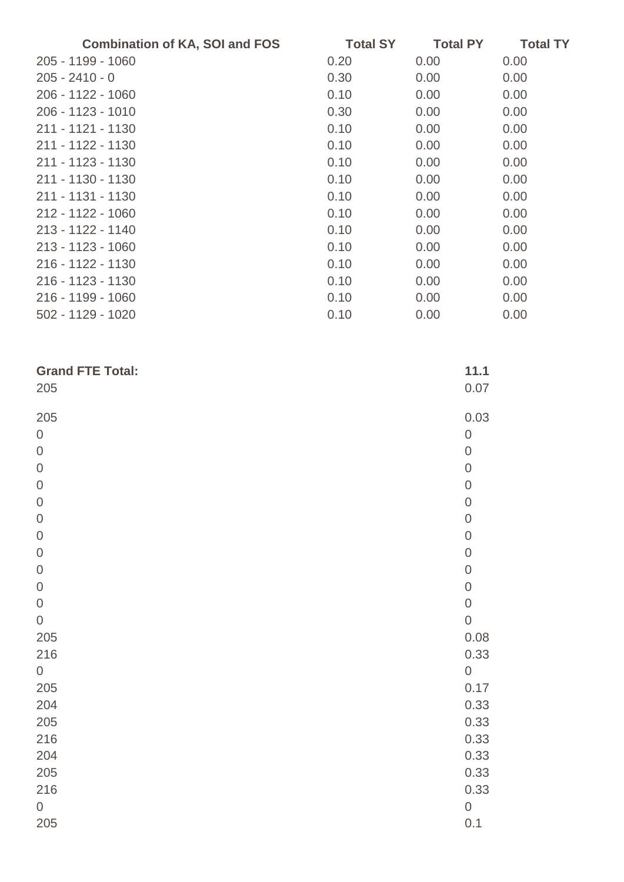| Combination of KA, SOI and FOS | Total SY | Total PY | Total TY |
|---|---|---|---|
| 205 - 1199 - 1060 | 0.20 | 0.00 | 0.00 |
| 205 - 2410 - 0 | 0.30 | 0.00 | 0.00 |
| 206 - 1122 - 1060 | 0.10 | 0.00 | 0.00 |
| 206 - 1123 - 1010 | 0.30 | 0.00 | 0.00 |
| 211 - 1121 - 1130 | 0.10 | 0.00 | 0.00 |
| 211 - 1122 - 1130 | 0.10 | 0.00 | 0.00 |
| 211 - 1123 - 1130 | 0.10 | 0.00 | 0.00 |
| 211 - 1130 - 1130 | 0.10 | 0.00 | 0.00 |
| 211 - 1131 - 1130 | 0.10 | 0.00 | 0.00 |
| 212 - 1122 - 1060 | 0.10 | 0.00 | 0.00 |
| 213 - 1122 - 1140 | 0.10 | 0.00 | 0.00 |
| 213 - 1123 - 1060 | 0.10 | 0.00 | 0.00 |
| 216 - 1122 - 1130 | 0.10 | 0.00 | 0.00 |
| 216 - 1123 - 1130 | 0.10 | 0.00 | 0.00 |
| 216 - 1199 - 1060 | 0.10 | 0.00 | 0.00 |
| 502 - 1129 - 1020 | 0.10 | 0.00 | 0.00 |

| **Grand FTE Total:** | **11.1** |
|---|---|
| 205 | 0.07 |
| 205 | 0.03 |
| 0 | 0 |
| 0 | 0 |
| 0 | 0 |
| 0 | 0 |
| 0 | 0 |
| 0 | 0 |
| 0 | 0 |
| 0 | 0 |
| 0 | 0 |
| 0 | 0 |
| 0 | 0 |
| 0 | 0 |
| 205 | 0.08 |
| 216 | 0.33 |
| 0 | 0 |
| 205 | 0.17 |
| 204 | 0.33 |
| 205 | 0.33 |
| 216 | 0.33 |
| 204 | 0.33 |
| 205 | 0.33 |
| 216 | 0.33 |
| 0 | 0 |
| 205 | 0.1 |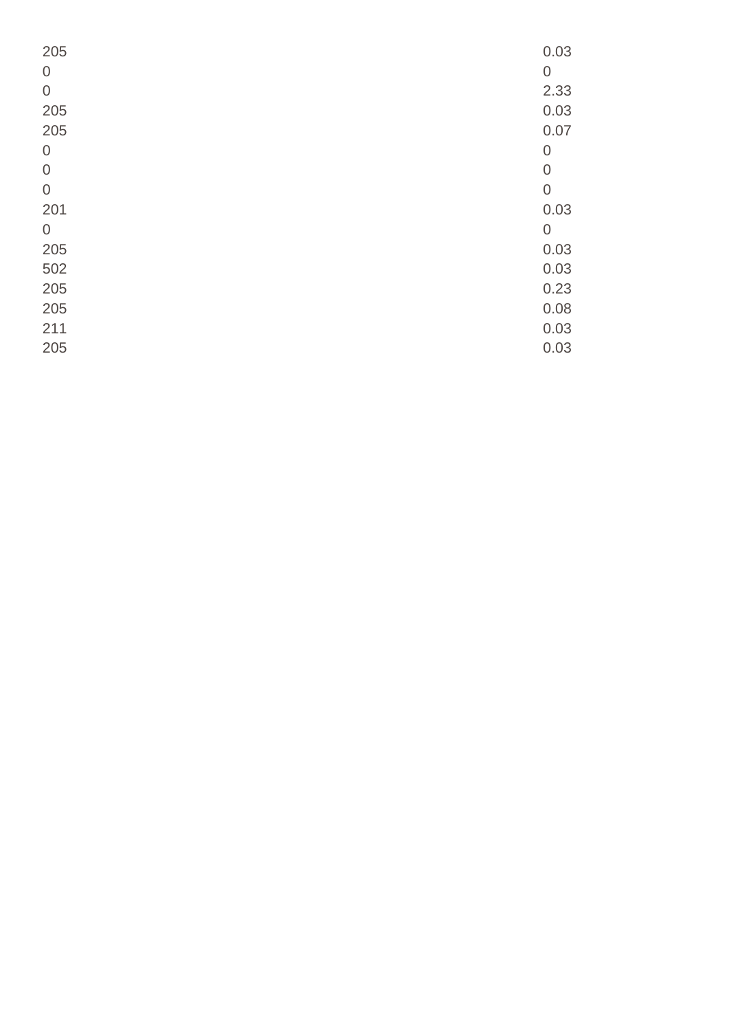| | |
|---|---|
| 205 | 0.03 |
| 0 | 0 |
| 0 | 2.33 |
| 205 | 0.03 |
| 205 | 0.07 |
| 0 | 0 |
| 0 | 0 |
| 0 | 0 |
| 201 | 0.03 |
| 0 | 0 |
| 205 | 0.03 |
| 502 | 0.03 |
| 205 | 0.23 |
| 205 | 0.08 |
| 211 | 0.03 |
| 205 | 0.03 |